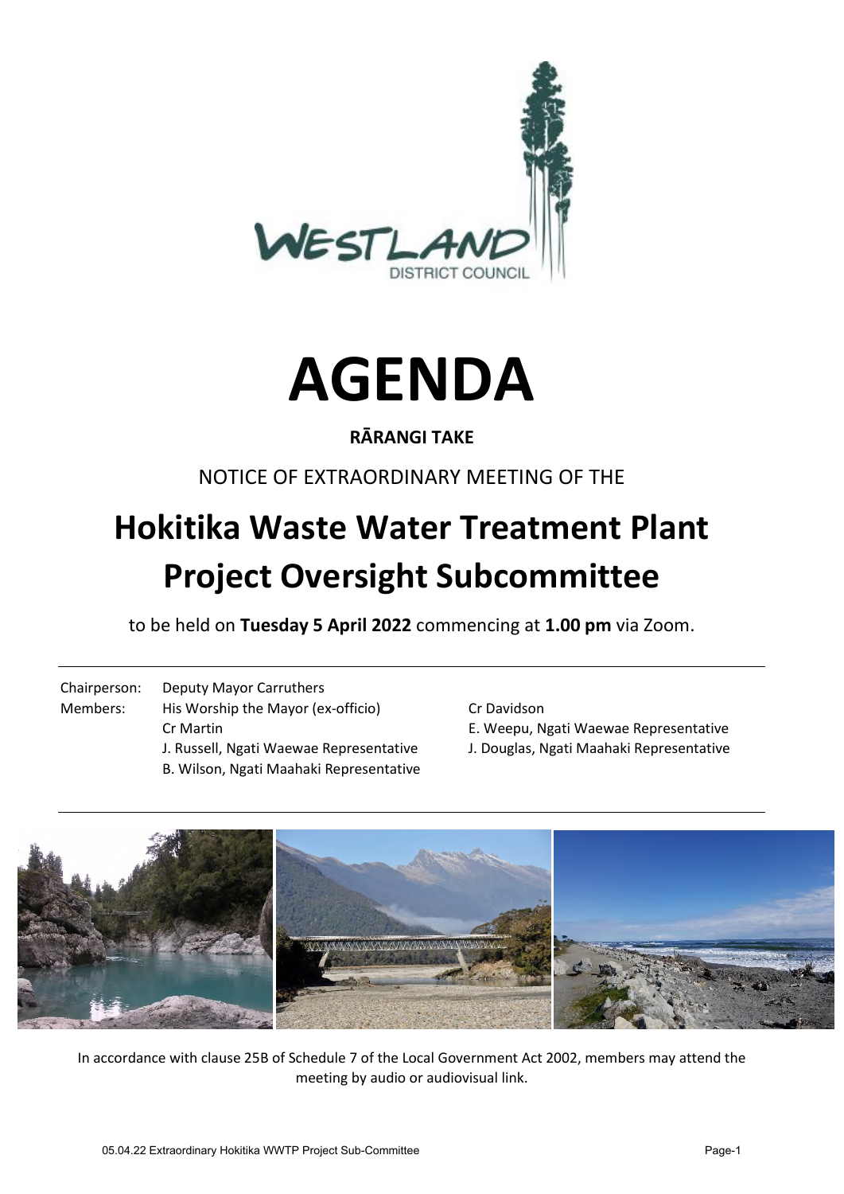# AGENDA

**RĀRANGI TAKE**

NOTICE OF EXTRAORDINARY MEETING OF THE

# Hokitika Waste Water Treatment Plant Project Oversight Subcommittee

to be held on **Tuesday 5 April 2022** commencing at **1.00 pm** via Zoom.

Chairperson: Deputy Mayor Carruthers

Members:
- His Worship the Mayor (ex-officio)
- Cr Martin
- J. Russell, Ngati Waewae Representative
- B. Wilson, Ngati Maahaki Representative
- Cr Davidson
- E. Weepu, Ngati Waewae Representative
- J. Douglas, Ngati Maahaki Representative

In accordance with clause 25B of Schedule 7 of the Local Government Act 2002, members may attend the meeting by audio or audiovisual link.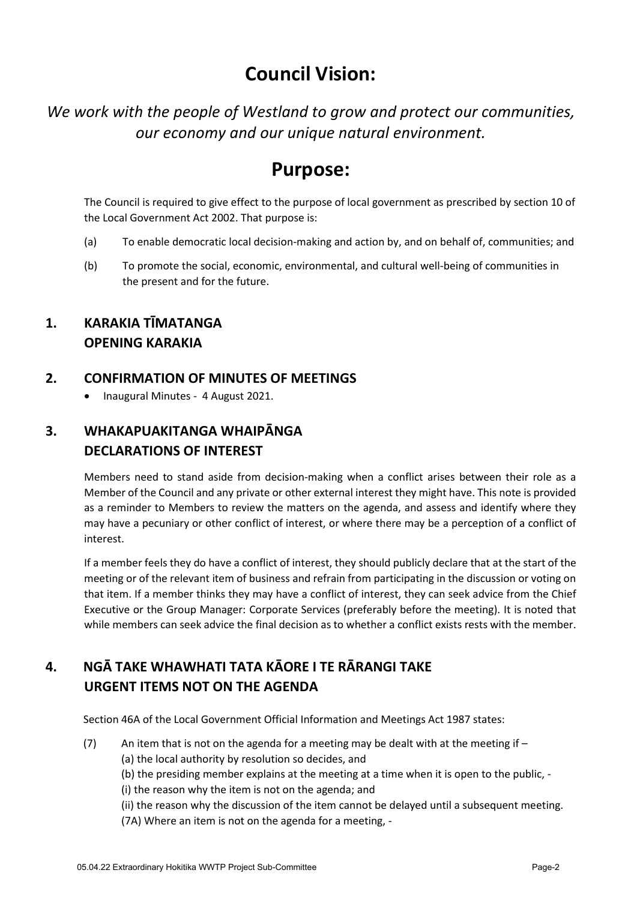# Council Vision:

*We work with the people of Westland to grow and protect our communities, our economy and our unique natural environment.*

# Purpose:

The Council is required to give effect to the purpose of local government as prescribed by section 10 of the Local Government Act 2002. That purpose is:

(a) To enable democratic local decision-making and action by, and on behalf of, communities; and

(b) To promote the social, economic, environmental, and cultural well-being of communities in the present and for the future.

## 1. KARAKIA TĪMATANGA OPENING KARAKIA

## 2. CONFIRMATION OF MINUTES OF MEETINGS

- Inaugural Minutes - 4 August 2021.

## 3. WHAKAPUAKITANGA WHAIPĀNGA DECLARATIONS OF INTEREST

Members need to stand aside from decision-making when a conflict arises between their role as a Member of the Council and any private or other external interest they might have. This note is provided as a reminder to Members to review the matters on the agenda, and assess and identify where they may have a pecuniary or other conflict of interest, or where there may be a perception of a conflict of interest.

If a member feels they do have a conflict of interest, they should publicly declare that at the start of the meeting or of the relevant item of business and refrain from participating in the discussion or voting on that item. If a member thinks they may have a conflict of interest, they can seek advice from the Chief Executive or the Group Manager: Corporate Services (preferably before the meeting). It is noted that while members can seek advice the final decision as to whether a conflict exists rests with the member.

## 4. NGĀ TAKE WHAWHATI TATA KĀORE I TE RĀRANGI TAKE URGENT ITEMS NOT ON THE AGENDA

Section 46A of the Local Government Official Information and Meetings Act 1987 states:

(7) An item that is not on the agenda for a meeting may be dealt with at the meeting if –
(a) the local authority by resolution so decides, and
(b) the presiding member explains at the meeting at a time when it is open to the public, -
(i) the reason why the item is not on the agenda; and
(ii) the reason why the discussion of the item cannot be delayed until a subsequent meeting.
(7A) Where an item is not on the agenda for a meeting, -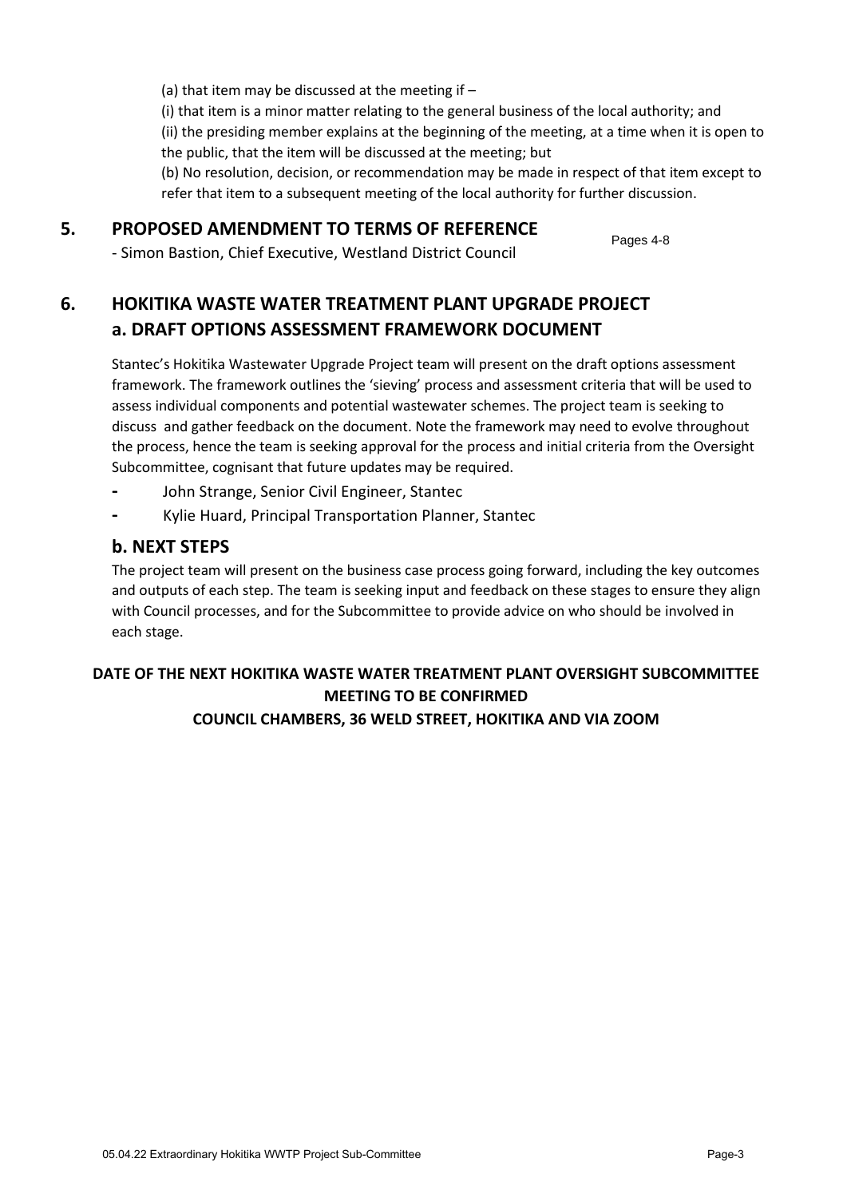(a) that item may be discussed at the meeting if –

(i) that item is a minor matter relating to the general business of the local authority; and

(ii) the presiding member explains at the beginning of the meeting, at a time when it is open to the public, that the item will be discussed at the meeting; but

(b) No resolution, decision, or recommendation may be made in respect of that item except to refer that item to a subsequent meeting of the local authority for further discussion.

## 5. PROPOSED AMENDMENT TO TERMS OF REFERENCE

Pages 4-8

- Simon Bastion, Chief Executive, Westland District Council

## 6. HOKITIKA WASTE WATER TREATMENT PLANT UPGRADE PROJECT

### a. DRAFT OPTIONS ASSESSMENT FRAMEWORK DOCUMENT

Stantec's Hokitika Wastewater Upgrade Project team will present on the draft options assessment framework. The framework outlines the 'sieving' process and assessment criteria that will be used to assess individual components and potential wastewater schemes. The project team is seeking to discuss and gather feedback on the document. Note the framework may need to evolve throughout the process, hence the team is seeking approval for the process and initial criteria from the Oversight Subcommittee, cognisant that future updates may be required.

- John Strange, Senior Civil Engineer, Stantec
- Kylie Huard, Principal Transportation Planner, Stantec

### b. NEXT STEPS

The project team will present on the business case process going forward, including the key outcomes and outputs of each step. The team is seeking input and feedback on these stages to ensure they align with Council processes, and for the Subcommittee to provide advice on who should be involved in each stage.

**DATE OF THE NEXT HOKITIKA WASTE WATER TREATMENT PLANT OVERSIGHT SUBCOMMITTEE MEETING TO BE CONFIRMED**

**COUNCIL CHAMBERS, 36 WELD STREET, HOKITIKA AND VIA ZOOM**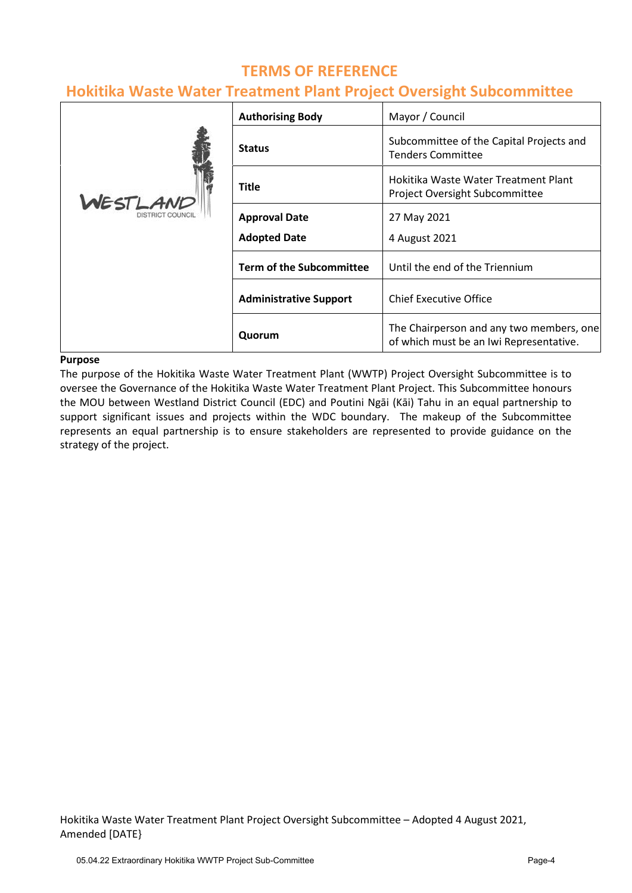# TERMS OF REFERENCE

## Hokitika Waste Water Treatment Plant Project Oversight Subcommittee

| | | |
|---|---|---|
| WESTLAND DISTRICT COUNCIL | **Authorising Body** | Mayor / Council |
| | **Status** | Subcommittee of the Capital Projects and Tenders Committee |
| | **Title** | Hokitika Waste Water Treatment Plant Project Oversight Subcommittee |
| | **Approval Date**<br>**Adopted Date** | 27 May 2021<br>4 August 2021 |
| | **Term of the Subcommittee** | Until the end of the Triennium |
| | **Administrative Support** | Chief Executive Office |
| | **Quorum** | The Chairperson and any two members, one of which must be an Iwi Representative. |

**Purpose**

The purpose of the Hokitika Waste Water Treatment Plant (WWTP) Project Oversight Subcommittee is to oversee the Governance of the Hokitika Waste Water Treatment Plant Project. This Subcommittee honours the MOU between Westland District Council (EDC) and Poutini Ngāi (Kāi) Tahu in an equal partnership to support significant issues and projects within the WDC boundary. The makeup of the Subcommittee represents an equal partnership is to ensure stakeholders are represented to provide guidance on the strategy of the project.

Hokitika Waste Water Treatment Plant Project Oversight Subcommittee – Adopted 4 August 2021, Amended [DATE}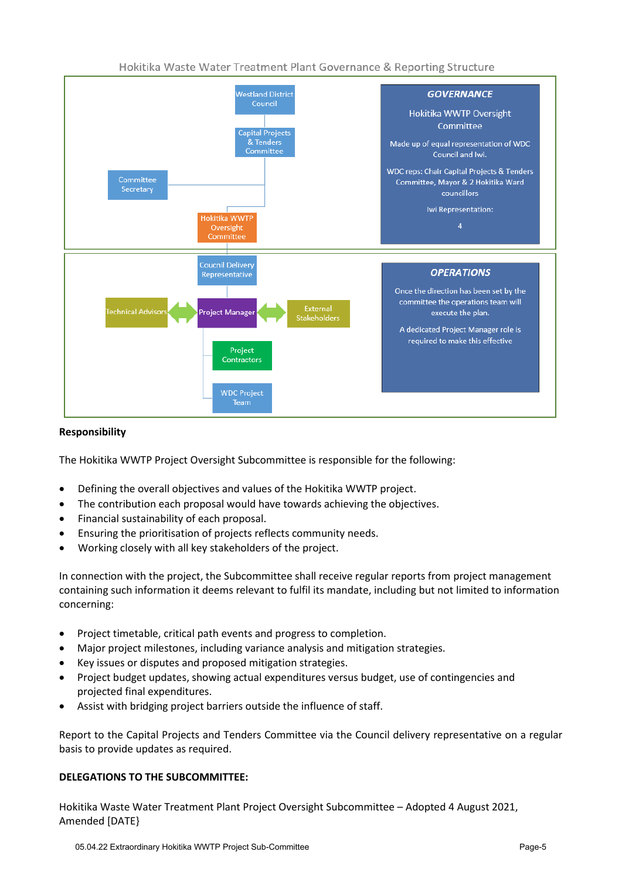Hokitika Waste Water Treatment Plant Governance & Reporting Structure

Westland District Council

Capital Projects & Tenders Committee

Committee Secretary

Hokitika WWTP Oversight Committee

**_GOVERNANCE_**

Hokitika WWTP Oversight Committee

Made up of equal representation of WDC Council and Iwi.

WDC reps: Chair Capital Projects & Tenders Committee, Mayor & 2 Hokitika Ward councillors

Iwi Representation:

4

Council Delivery Representative

Technical Advisors

Project Manager

External Stakeholders

Project Contractors

WDC Project Team

**_OPERATIONS_**

Once the direction has been set by the committee the operations team will execute the plan.

A dedicated Project Manager role is required to make this effective

**Responsibility**

The Hokitika WWTP Project Oversight Subcommittee is responsible for the following:

- Defining the overall objectives and values of the Hokitika WWTP project.
- The contribution each proposal would have towards achieving the objectives.
- Financial sustainability of each proposal.
- Ensuring the prioritisation of projects reflects community needs.
- Working closely with all key stakeholders of the project.

In connection with the project, the Subcommittee shall receive regular reports from project management containing such information it deems relevant to fulfil its mandate, including but not limited to information concerning:

- Project timetable, critical path events and progress to completion.
- Major project milestones, including variance analysis and mitigation strategies.
- Key issues or disputes and proposed mitigation strategies.
- Project budget updates, showing actual expenditures versus budget, use of contingencies and projected final expenditures.
- Assist with bridging project barriers outside the influence of staff.

Report to the Capital Projects and Tenders Committee via the Council delivery representative on a regular basis to provide updates as required.

**DELEGATIONS TO THE SUBCOMMITTEE:**

Hokitika Waste Water Treatment Plant Project Oversight Subcommittee – Adopted 4 August 2021, Amended [DATE}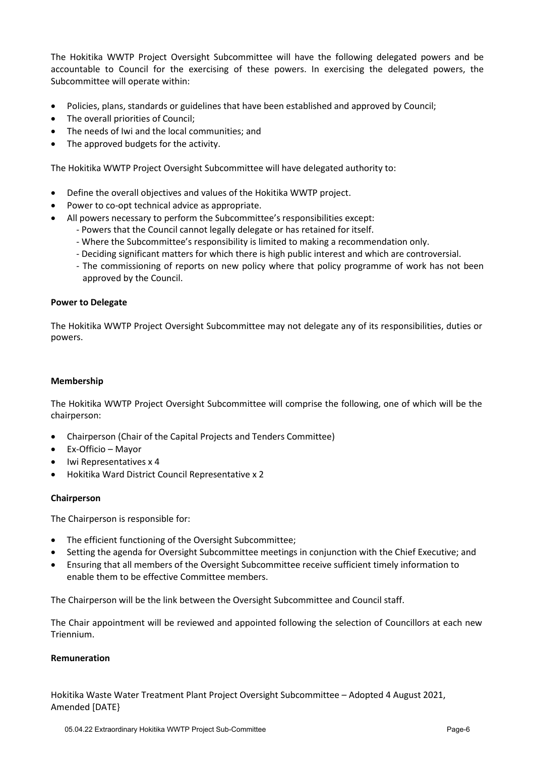The Hokitika WWTP Project Oversight Subcommittee will have the following delegated powers and be accountable to Council for the exercising of these powers. In exercising the delegated powers, the Subcommittee will operate within:

- Policies, plans, standards or guidelines that have been established and approved by Council;
- The overall priorities of Council;
- The needs of Iwi and the local communities; and
- The approved budgets for the activity.

The Hokitika WWTP Project Oversight Subcommittee will have delegated authority to:

- Define the overall objectives and values of the Hokitika WWTP project.
- Power to co-opt technical advice as appropriate.
- All powers necessary to perform the Subcommittee's responsibilities except:
  - Powers that the Council cannot legally delegate or has retained for itself.
  - Where the Subcommittee's responsibility is limited to making a recommendation only.
  - Deciding significant matters for which there is high public interest and which are controversial.
  - The commissioning of reports on new policy where that policy programme of work has not been approved by the Council.

**Power to Delegate**

The Hokitika WWTP Project Oversight Subcommittee may not delegate any of its responsibilities, duties or powers.

**Membership**

The Hokitika WWTP Project Oversight Subcommittee will comprise the following, one of which will be the chairperson:

- Chairperson (Chair of the Capital Projects and Tenders Committee)
- Ex-Officio – Mayor
- Iwi Representatives x 4
- Hokitika Ward District Council Representative x 2

**Chairperson**

The Chairperson is responsible for:

- The efficient functioning of the Oversight Subcommittee;
- Setting the agenda for Oversight Subcommittee meetings in conjunction with the Chief Executive; and
- Ensuring that all members of the Oversight Subcommittee receive sufficient timely information to enable them to be effective Committee members.

The Chairperson will be the link between the Oversight Subcommittee and Council staff.

The Chair appointment will be reviewed and appointed following the selection of Councillors at each new Triennium.

**Remuneration**

Hokitika Waste Water Treatment Plant Project Oversight Subcommittee – Adopted 4 August 2021, Amended [DATE}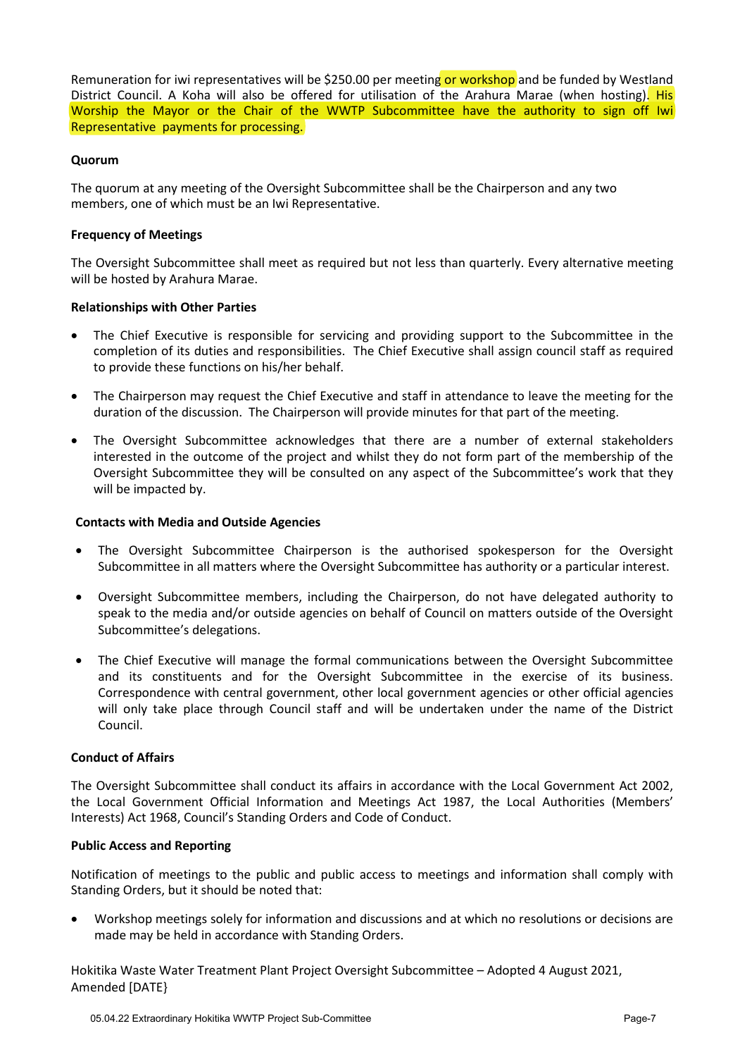Remuneration for iwi representatives will be $250.00 per meeting or workshop and be funded by Westland District Council. A Koha will also be offered for utilisation of the Arahura Marae (when hosting). His Worship the Mayor or the Chair of the WWTP Subcommittee have the authority to sign off Iwi Representative payments for processing.

**Quorum**

The quorum at any meeting of the Oversight Subcommittee shall be the Chairperson and any two members, one of which must be an Iwi Representative.

**Frequency of Meetings**

The Oversight Subcommittee shall meet as required but not less than quarterly. Every alternative meeting will be hosted by Arahura Marae.

**Relationships with Other Parties**

- The Chief Executive is responsible for servicing and providing support to the Subcommittee in the completion of its duties and responsibilities. The Chief Executive shall assign council staff as required to provide these functions on his/her behalf.
- The Chairperson may request the Chief Executive and staff in attendance to leave the meeting for the duration of the discussion. The Chairperson will provide minutes for that part of the meeting.
- The Oversight Subcommittee acknowledges that there are a number of external stakeholders interested in the outcome of the project and whilst they do not form part of the membership of the Oversight Subcommittee they will be consulted on any aspect of the Subcommittee's work that they will be impacted by.

**Contacts with Media and Outside Agencies**

- The Oversight Subcommittee Chairperson is the authorised spokesperson for the Oversight Subcommittee in all matters where the Oversight Subcommittee has authority or a particular interest.
- Oversight Subcommittee members, including the Chairperson, do not have delegated authority to speak to the media and/or outside agencies on behalf of Council on matters outside of the Oversight Subcommittee's delegations.
- The Chief Executive will manage the formal communications between the Oversight Subcommittee and its constituents and for the Oversight Subcommittee in the exercise of its business. Correspondence with central government, other local government agencies or other official agencies will only take place through Council staff and will be undertaken under the name of the District Council.

**Conduct of Affairs**

The Oversight Subcommittee shall conduct its affairs in accordance with the Local Government Act 2002, the Local Government Official Information and Meetings Act 1987, the Local Authorities (Members' Interests) Act 1968, Council's Standing Orders and Code of Conduct.

**Public Access and Reporting**

Notification of meetings to the public and public access to meetings and information shall comply with Standing Orders, but it should be noted that:

- Workshop meetings solely for information and discussions and at which no resolutions or decisions are made may be held in accordance with Standing Orders.

Hokitika Waste Water Treatment Plant Project Oversight Subcommittee – Adopted 4 August 2021, Amended [DATE}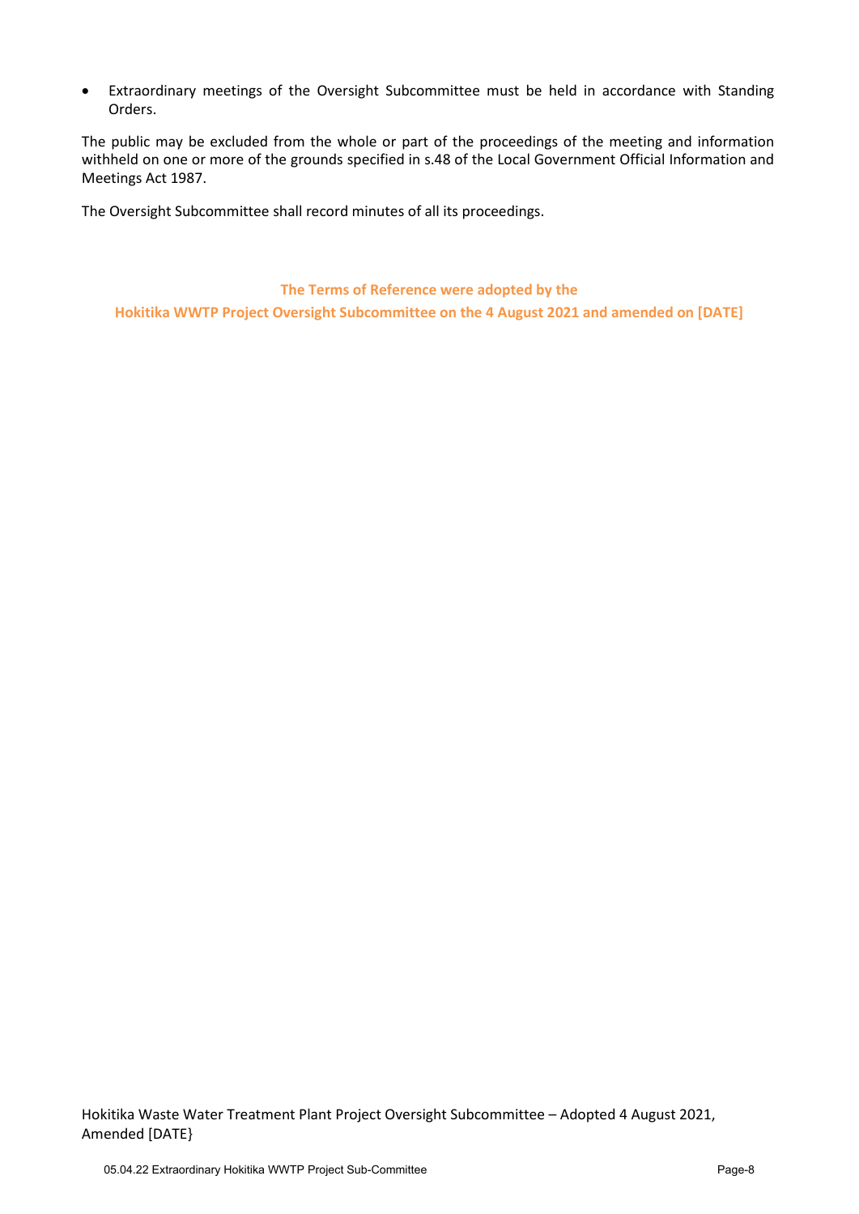- Extraordinary meetings of the Oversight Subcommittee must be held in accordance with Standing Orders.

The public may be excluded from the whole or part of the proceedings of the meeting and information withheld on one or more of the grounds specified in s.48 of the Local Government Official Information and Meetings Act 1987.

The Oversight Subcommittee shall record minutes of all its proceedings.

**The Terms of Reference were adopted by the**
**Hokitika WWTP Project Oversight Subcommittee on the 4 August 2021 and amended on [DATE]**

Hokitika Waste Water Treatment Plant Project Oversight Subcommittee – Adopted 4 August 2021, Amended [DATE}